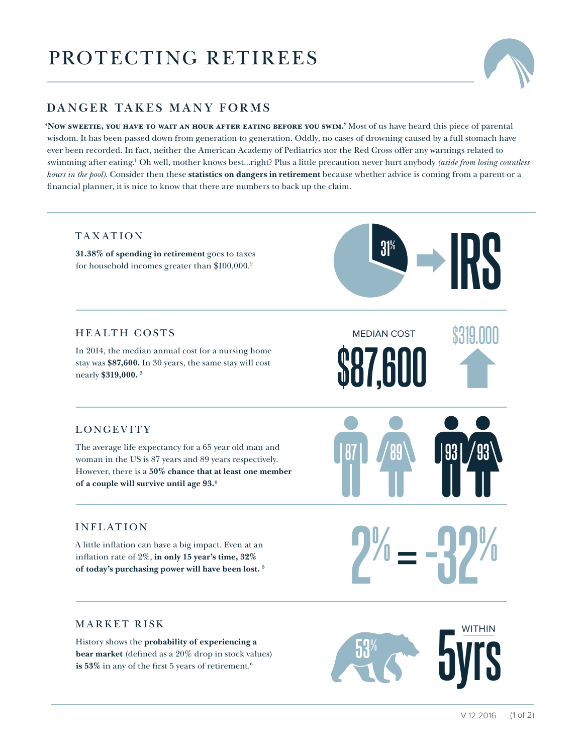# PROTECTING RETIREES

## DANGER TAKES MANY FORMS

**'Now sweetie, you have to wait an hour after eating before you swim.'** Most of us have heard this piece of parental wisdom. It has been passed down from generation to generation. Oddly, no cases of drowning caused by a full stomach have ever been recorded. In fact, neither the American Academy of Pediatrics nor the Red Cross offer any warnings related to swimming after eating.[1] Oh well, mother knows best...right? Plus a little precaution never hurt anybody *(aside from losing countless hours in the pool).* Consider then these **statistics on dangers in retirement** because whether advice is coming from a parent or a financial planner, it is nice to know that there are numbers to back up the claim.

### TAXATION

**31.38% of spending in retirement** goes to taxes for household incomes greater than $100,000.[2]

31% → IRS

### HEALTH COSTS

In 2014, the median annual cost for a nursing home stay was **$87,600.** In 30 years, the same stay will cost nearly **$319,000.** [3]

MEDIAN COST $87,600 — $319,000

### LONGEVITY

The average life expectancy for a 65 year old man and woman in the US is 87 years and 89 years respectively. However, there is a **50% chance that at least one member of a couple will survive until age 93.**[4]

87 | 89 | 93 | 93

### INFLATION

A little inflation can have a big impact. Even at an inflation rate of 2%, **in only 15 year's time, 32% of today's purchasing power will have been lost.** [5]

2% = -32%

### MARKET RISK

History shows the **probability of experiencing a bear market** (defined as a 20% drop in stock values) **is 53%** in any of the first 5 years of retirement.[6]

53% WITHIN 5yrs

V 12.2016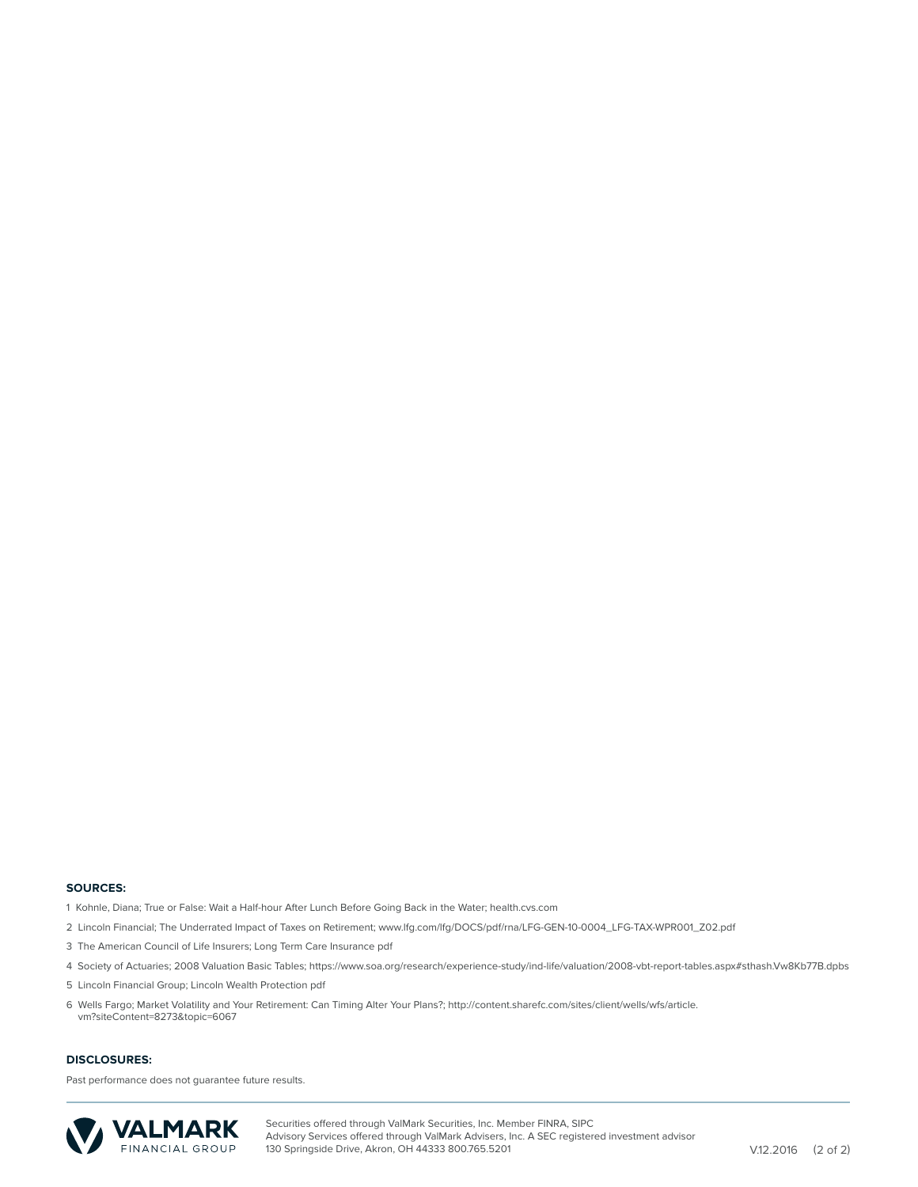**SOURCES:**

1 Kohnle, Diana; True or False: Wait a Half-hour After Lunch Before Going Back in the Water; health.cvs.com

2 Lincoln Financial; The Underrated Impact of Taxes on Retirement; www.lfg.com/lfg/DOCS/pdf/rna/LFG-GEN-10-0004_LFG-TAX-WPR001_Z02.pdf

3 The American Council of Life Insurers; Long Term Care Insurance pdf

4 Society of Actuaries; 2008 Valuation Basic Tables; https://www.soa.org/research/experience-study/ind-life/valuation/2008-vbt-report-tables.aspx#sthash.Vw8Kb77B.dpbs

5 Lincoln Financial Group; Lincoln Wealth Protection pdf

6 Wells Fargo; Market Volatility and Your Retirement: Can Timing Alter Your Plans?; http://content.sharefc.com/sites/client/wells/wfs/article.vm?siteContent=8273&topic=6067

**DISCLOSURES:**

Past performance does not guarantee future results.

VALMARK FINANCIAL GROUP

Securities offered through ValMark Securities, Inc. Member FINRA, SIPC
Advisory Services offered through ValMark Advisers, Inc. A SEC registered investment advisor
130 Springside Drive, Akron, OH 44333 800.765.5201

V.12.2016